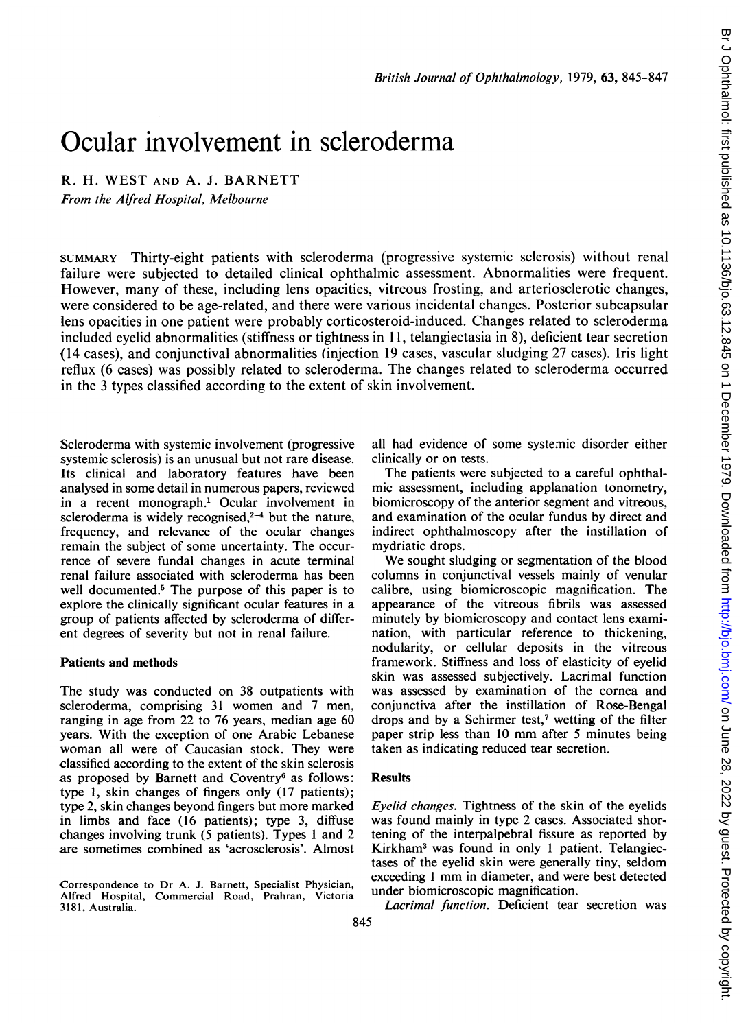# Ocular involvement in scleroderma

R. H. WEST AND A. J. BARNETT

*From the Alfred Hospital, Melbourne*

SUMMARY Thirty-eight patients with scleroderma (progressive systemic sclerosis) without renal failure were subjected to detailed clinical ophthalmic assessment. Abnormalities were frequent. However, many of these, including lens opacities, vitreous frosting, and arteriosclerotic changes, were considered to be age-related, and there were various incidental changes. Posterior subcapsular lens opacities in one patient were probably corticosteroid-induced. Changes related to scleroderma included eyelid abnormalities (stiffness or tightness in 11, telangiectasia in 8), deficient tear secretion (14 cases), and conjunctival abnormalities (injection 19 cases, vascular sludging 27 cases). Iris light reflux (6 cases) was possibly related to scleroderma. The changes related to scleroderma occurred in the 3 types classified according to the extent of skin involvement.

Scleroderma with systemic involvement (progressive systemic sclerosis) is an unusual but not rare disease. Its clinical and laboratory features have been analysed in some detail in numerous papers, reviewed in a recent monograph.[1] Ocular involvement in scleroderma is widely recognised,[2-4] but the nature, frequency, and relevance of the ocular changes remain the subject of some uncertainty. The occurrence of severe fundal changes in acute terminal renal failure associated with scleroderma has been well documented.[5] The purpose of this paper is to explore the clinically significant ocular features in a group of patients affected by scleroderma of different degrees of severity but not in renal failure.

## Patients and methods

The study was conducted on 38 outpatients with scleroderma, comprising 31 women and 7 men, ranging in age from 22 to 76 years, median age 60 years. With the exception of one Arabic Lebanese woman all were of Caucasian stock. They were classified according to the extent of the skin sclerosis as proposed by Barnett and Coventry[6] as follows: type 1, skin changes of fingers only (17 patients); type 2, skin changes beyond fingers but more marked in limbs and face (16 patients); type 3, diffuse changes involving trunk (5 patients). Types 1 and 2 are sometimes combined as 'acrosclerosis'. Almost all had evidence of some systemic disorder either clinically or on tests.

The patients were subjected to a careful ophthalmic assessment, including applanation tonometry, biomicroscopy of the anterior segment and vitreous, and examination of the ocular fundus by direct and indirect ophthalmoscopy after the instillation of mydriatic drops.

We sought sludging or segmentation of the blood columns in conjunctival vessels mainly of venular calibre, using biomicroscopic magnification. The appearance of the vitreous fibrils was assessed minutely by biomicroscopy and contact lens examination, with particular reference to thickening, nodularity, or cellular deposits in the vitreous framework. Stiffness and loss of elasticity of eyelid skin was assessed subjectively. Lacrimal function was assessed by examination of the cornea and conjunctiva after the instillation of Rose-Bengal drops and by a Schirmer test,[7] wetting of the filter paper strip less than 10 mm after 5 minutes being taken as indicating reduced tear secretion.

## Results

*Eyelid changes.* Tightness of the skin of the eyelids was found mainly in type 2 cases. Associated shortening of the interpalpebral fissure as reported by Kirkham[3] was found in only 1 patient. Telangiectases of the eyelid skin were generally tiny, seldom exceeding 1 mm in diameter, and were best detected under biomicroscopic magnification.

*Lacrimal function.* Deficient tear secretion was

Correspondence to Dr A. J. Barnett, Specialist Physician, Alfred Hospital, Commercial Road, Prahran, Victoria 3181, Australia.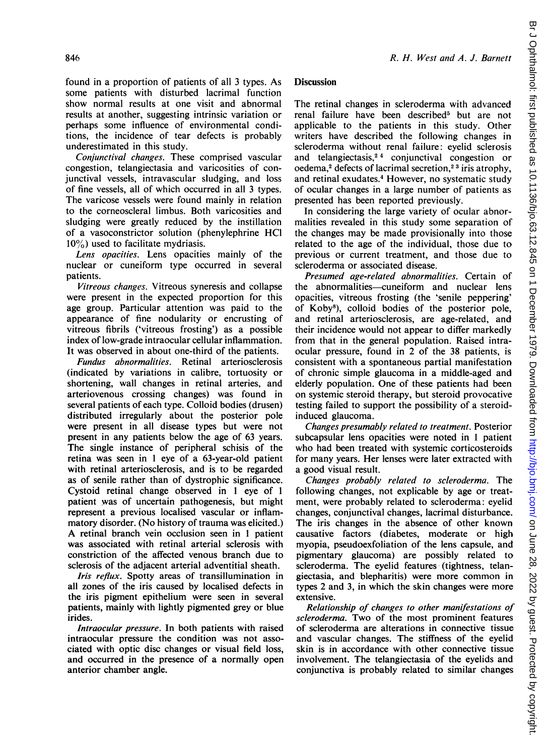found in a proportion of patients of all 3 types. As some patients with disturbed lacrimal function show normal results at one visit and abnormal results at another, suggesting intrinsic variation or perhaps some influence of environmental conditions, the incidence of tear defects is probably underestimated in this study.

*Conjunctival changes.* These comprised vascular congestion, telangiectasia and varicosities of conjunctival vessels, intravascular sludging, and loss of fine vessels, all of which occurred in all 3 types. The varicose vessels were found mainly in relation to the corneoscleral limbus. Both varicosities and sludging were greatly reduced by the instillation of a vasoconstrictor solution (phenylephrine HCl 10%) used to facilitate mydriasis.

*Lens opacities.* Lens opacities mainly of the nuclear or cuneiform type occurred in several patients.

*Vitreous changes.* Vitreous syneresis and collapse were present in the expected proportion for this age group. Particular attention was paid to the appearance of fine nodularity or encrusting of vitreous fibrils ('vitreous frosting') as a possible index of low-grade intraocular cellular inflammation. It was observed in about one-third of the patients.

*Fundus abnormalities.* Retinal arteriosclerosis (indicated by variations in calibre, tortuosity or shortening, wall changes in retinal arteries, and arteriovenous crossing changes) was found in several patients of each type. Colloid bodies (drusen) distributed irregularly about the posterior pole were present in all disease types but were not present in any patients below the age of 63 years. The single instance of peripheral schisis of the retina was seen in 1 eye of a 63-year-old patient with retinal arteriosclerosis, and is to be regarded as of senile rather than of dystrophic significance. Cystoid retinal change observed in 1 eye of 1 patient was of uncertain pathogenesis, but might represent a previous localised vascular or inflammatory disorder. (No history of trauma was elicited.) A retinal branch vein occlusion seen in 1 patient was associated with retinal arterial sclerosis with constriction of the affected venous branch due to sclerosis of the adjacent arterial adventitial sheath.

*Iris reflux.* Spotty areas of transillumination in all zones of the iris caused by localised defects in the iris pigment epithelium were seen in several patients, mainly with lightly pigmented grey or blue irides.

*Intraocular pressure.* In both patients with raised intraocular pressure the condition was not associated with optic disc changes or visual field loss, and occurred in the presence of a normally open anterior chamber angle.

## Discussion

The retinal changes in scleroderma with advanced renal failure have been described[5] but are not applicable to the patients in this study. Other writers have described the following changes in scleroderma without renal failure: eyelid sclerosis and telangiectasis,[2 4] conjunctival congestion or oedema,[2] defects of lacrimal secretion,[2 3] iris atrophy, and retinal exudates.[4] However, no systematic study of ocular changes in a large number of patients as presented has been reported previously.

In considering the large variety of ocular abnormalities revealed in this study some separation of the changes may be made provisionally into those related to the age of the individual, those due to previous or current treatment, and those due to scleroderma or associated disease.

*Presumed age-related abnormalities.* Certain of the abnormalities—cuneiform and nuclear lens opacities, vitreous frosting (the 'senile peppering' of Koby[8]), colloid bodies of the posterior pole, and retinal arteriosclerosis, are age-related, and their incidence would not appear to differ markedly from that in the general population. Raised intraocular pressure, found in 2 of the 38 patients, is consistent with a spontaneous partial manifestation of chronic simple glaucoma in a middle-aged and elderly population. One of these patients had been on systemic steroid therapy, but steroid provocative testing failed to support the possibility of a steroid-induced glaucoma.

*Changes presumably related to treatment.* Posterior subcapsular lens opacities were noted in 1 patient who had been treated with systemic corticosteroids for many years. Her lenses were later extracted with a good visual result.

*Changes probably related to scleroderma.* The following changes, not explicable by age or treatment, were probably related to scleroderma: eyelid changes, conjunctival changes, lacrimal disturbance. The iris changes in the absence of other known causative factors (diabetes, moderate or high myopia, pseudoexfoliation of the lens capsule, and pigmentary glaucoma) are possibly related to scleroderma. The eyelid features (tightness, telangiectasia, and blepharitis) were more common in types 2 and 3, in which the skin changes were more extensive.

*Relationship of changes to other manifestations of scleroderma.* Two of the most prominent features of scleroderma are alterations in connective tissue and vascular changes. The stiffness of the eyelid skin is in accordance with other connective tissue involvement. The telangiectasia of the eyelids and conjunctiva is probably related to similar changes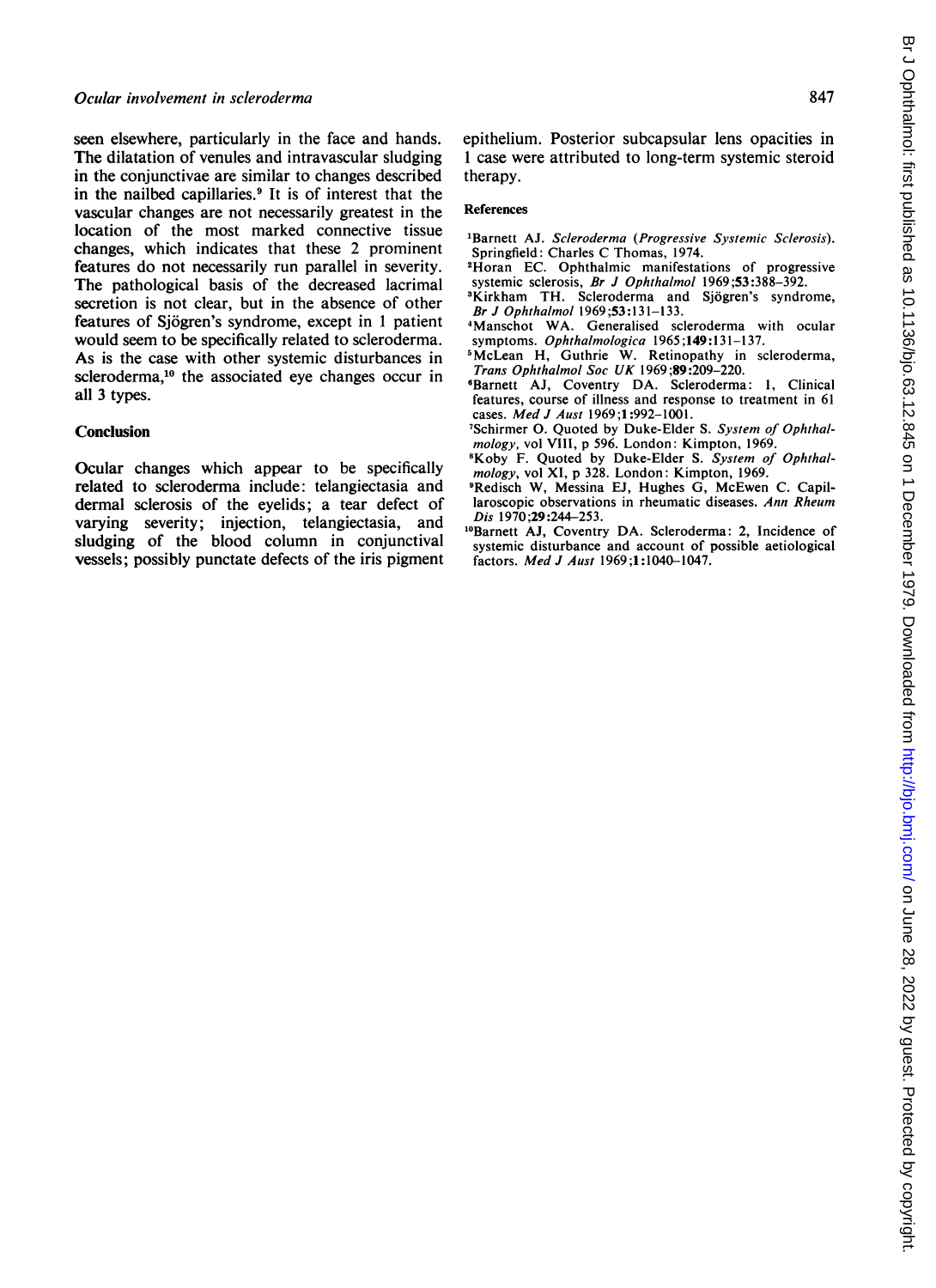seen elsewhere, particularly in the face and hands. The dilatation of venules and intravascular sludging in the conjunctivae are similar to changes described in the nailbed capillaries.[9] It is of interest that the vascular changes are not necessarily greatest in the location of the most marked connective tissue changes, which indicates that these 2 prominent features do not necessarily run parallel in severity. The pathological basis of the decreased lacrimal secretion is not clear, but in the absence of other features of Sjögren's syndrome, except in 1 patient would seem to be specifically related to scleroderma. As is the case with other systemic disturbances in scleroderma,[10] the associated eye changes occur in all 3 types.

## Conclusion

Ocular changes which appear to be specifically related to scleroderma include: telangiectasia and dermal sclerosis of the eyelids; a tear defect of varying severity; injection, telangiectasia, and sludging of the blood column in conjunctival vessels; possibly punctate defects of the iris pigment epithelium. Posterior subcapsular lens opacities in 1 case were attributed to long-term systemic steroid therapy.

### References

1. Barnett AJ. *Scleroderma (Progressive Systemic Sclerosis)*. Springfield: Charles C Thomas, 1974.
2. Horan EC. Ophthalmic manifestations of progressive systemic sclerosis, *Br J Ophthalmol* 1969;**53**:388–392.
3. Kirkham TH. Scleroderma and Sjögren's syndrome, *Br J Ophthalmol* 1969;**53**:131–133.
4. Manschot WA. Generalised scleroderma with ocular symptoms. *Ophthalmologica* 1965;**149**:131–137.
5. McLean H, Guthrie W. Retinopathy in scleroderma, *Trans Ophthalmol Soc UK* 1969;**89**:209–220.
6. Barnett AJ, Coventry DA. Scleroderma: 1, Clinical features, course of illness and response to treatment in 61 cases. *Med J Aust* 1969;**1**:992–1001.
7. Schirmer O. Quoted by Duke-Elder S. *System of Ophthalmology*, vol VIII, p 596. London: Kimpton, 1969.
8. Koby F. Quoted by Duke-Elder S. *System of Ophthalmology*, vol XI, p 328. London: Kimpton, 1969.
9. Redisch W, Messina EJ, Hughes G, McEwen C. Capillaroscopic observations in rheumatic diseases. *Ann Rheum Dis* 1970;**29**:244–253.
10. Barnett AJ, Coventry DA. Scleroderma: 2, Incidence of systemic disturbance and account of possible aetiological factors. *Med J Aust* 1969;**1**:1040–1047.